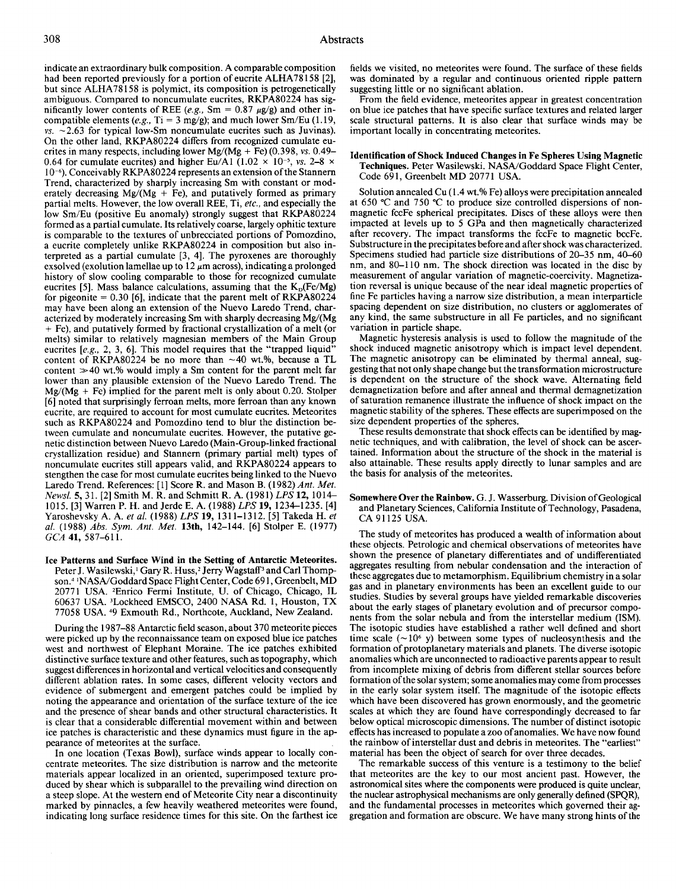indicate an extraordinary bulk composition. A comparable composition had been reported previously for a portion of eucrite ALHA78158 [2], but since ALHA78158 is polymict, its composition is petrogenetically ambiguous. Compared to noncumulate eucrites, RKPA80224 has significantly lower contents of REE (*e.g.*, Sm = 0.87 μg/g) and other incompatible elements (*e.g.*, Ti = 3 mg/g); and much lower Sm/Eu (1.19, *vs.* ~2.63 for typical low-Sm noncumulate eucrites such as Juvinas). On the other land, RKPA80224 differs from recognized cumulate eucrites in many respects, including lower Mg/(Mg + Fe) (0.398, *vs.* 0.49–0.64 for cumulate eucrites) and higher Eu/Al ($1.02 \times 10^{-5}$, *vs.* $2\text{–}8 \times 10^{-6}$). Conceivably RKPA80224 represents an extension of the Stannern Trend, characterized by sharply increasing Sm with constant or moderately decreasing Mg/(Mg + Fe), and putatively formed as primary partial melts. However, the low overall REE, Ti, *etc.*, and especially the low Sm/Eu (positive Eu anomaly) strongly suggest that RKPA80224 formed as a partial cumulate. Its relatively coarse, largely ophitic texture is comparable to the textures of unbrecciated portions of Pomozdino, a eucrite completely unlike RKPA80224 in composition but also interpreted as a partial cumulate [3, 4]. The pyroxenes are thoroughly exsolved (exolution lamellae up to 12 μm across), indicating a prolonged history of slow cooling comparable to those for recognized cumulate eucrites [5]. Mass balance calculations, assuming that the $K_D$(Fe/Mg) for pigeonite = 0.30 [6], indicate that the parent melt of RKPA80224 may have been along an extension of the Nuevo Laredo Trend, characterized by moderately increasing Sm with sharply decreasing Mg/(Mg + Fe), and putatively formed by fractional crystallization of a melt (or melts) similar to relatively magnesian members of the Main Group eucrites [*e.g.*, 2, 3, 6]. This model requires that the "trapped liquid" content of RKPA80224 be no more than ~40 wt.%, because a TL content ≫40 wt.% would imply a Sm content for the parent melt far lower than any plausible extension of the Nuevo Laredo Trend. The Mg/(Mg + Fe) implied for the parent melt is only about 0.20. Stolper [6] noted that surprisingly ferroan melts, more ferroan than any known eucrite, are required to account for most cumulate eucrites. Meteorites such as RKPA80224 and Pomozdino tend to blur the distinction between cumulate and noncumulate eucrites. However, the putative genetic distinction between Nuevo Laredo (Main-Group-linked fractional crystallization residue) and Stannern (primary partial melt) types of noncumulate eucrites still appears valid, and RKPA80224 appears to stengthen the case for most cumulate eucrites being linked to the Nuevo Laredo Trend. References: [1] Score R. and Mason B. (1982) *Ant. Met. Newsl.* **5**, 31. [2] Smith M. R. and Schmitt R. A. (1981) *LPS* **12**, 1014–1015. [3] Warren P. H. and Jerde E. A. (1988) *LPS* **19**, 1234–1235. [4] Yaroshevsky A. A. *et al.* (1988) *LPS* **19**, 1311–1312. [5] Takeda H. *et al.* (1988) *Abs. Sym. Ant. Met.* **13th**, 142–144. [6] Stolper E. (1977) *GCA* **41**, 587–611.

**Ice Patterns and Surface Wind in the Setting of Antarctic Meteorites.** Peter J. Wasilewski,[1] Gary R. Huss,[2] Jerry Wagstaff[3] and Carl Thompson.[4] [1]NASA/Goddard Space Flight Center, Code 691, Greenbelt, MD 20771 USA. [2]Enrico Fermi Institute, U. of Chicago, Chicago, IL 60637 USA. [3]Lockheed EMSCO, 2400 NASA Rd. 1, Houston, TX 77058 USA. [4]9 Exmouth Rd., Northcote, Auckland, New Zealand.

During the 1987–88 Antarctic field season, about 370 meteorite pieces were picked up by the reconnaissance team on exposed blue ice patches west and northwest of Elephant Moraine. The ice patches exhibited distinctive surface texture and other features, such as topography, which suggest differences in horizontal and vertical velocities and consequently different ablation rates. In some cases, different velocity vectors and evidence of submergent and emergent patches could be implied by noting the appearance and orientation of the surface texture of the ice and the presence of shear bands and other structural characteristics. It is clear that a considerable differential movement within and between ice patches is characteristic and these dynamics must figure in the appearance of meteorites at the surface.

In one location (Texas Bowl), surface winds appear to locally concentrate meteorites. The size distribution is narrow and the meteorite materials appear localized in an oriented, superimposed texture produced by shear which is subparallel to the prevailing wind direction on a steep slope. At the western end of Meteorite City near a discontinuity marked by pinnacles, a few heavily weathered meteorites were found, indicating long surface residence times for this site. On the farthest ice fields we visited, no meteorites were found. The surface of these fields was dominated by a regular and continuous oriented ripple pattern suggesting little or no significant ablation.

From the field evidence, meteorites appear in greatest concentration on blue ice patches that have specific surface textures and related larger scale structural patterns. It is also clear that surface winds may be important locally in concentrating meteorites.

**Identification of Shock Induced Changes in Fe Spheres Using Magnetic Techniques.** Peter Wasilewski. NASA/Goddard Space Flight Center, Code 691, Greenbelt MD 20771 USA.

Solution annealed Cu (1.4 wt.% Fe) alloys were precipitation annealed at 650 °C and 750 °C to produce size controlled dispersions of non-magnetic fccFe spherical precipitates. Discs of these alloys were then impacted at levels up to 5 GPa and then magnetically characterized after recovery. The impact transforms the fccFe to magnetic bccFe. Substructure in the precipitates before and after shock was characterized. Specimens studied had particle size distributions of 20–35 nm, 40–60 nm, and 80–110 nm. The shock direction was located in the disc by measurement of angular variation of magnetic-coercivity. Magnetization reversal is unique because of the near ideal magnetic properties of fine Fe particles having a narrow size distribution, a mean interparticle spacing dependent on size distribution, no clusters or agglomerates of any kind, the same substructure in all Fe particles, and no significant variation in particle shape.

Magnetic hysteresis analysis is used to follow the magnitude of the shock induced magnetic anisotropy which is impact level dependent. The magnetic anisotropy can be eliminated by thermal anneal, suggesting that not only shape change but the transformation microstructure is dependent on the structure of the shock wave. Alternating field demagnetization before and after anneal and thermal demagnetization of saturation remanence illustrate the influence of shock impact on the magnetic stability of the spheres. These effects are superimposed on the size dependent properties of the spheres.

These results demonstrate that shock effects can be identified by magnetic techniques, and with calibration, the level of shock can be ascertained. Information about the structure of the shock in the material is also attainable. These results apply directly to lunar samples and are the basis for analysis of the meteorites.

**Somewhere Over the Rainbow.** G. J. Wasserburg. Division of Geological and Planetary Sciences, California Institute of Technology, Pasadena, CA 91125 USA.

The study of meteorites has produced a wealth of information about these objects. Petrologic and chemical observations of meteorites have shown the presence of planetary differentiates and of undifferentiated aggregates resulting from nebular condensation and the interaction of these aggregates due to metamorphism. Equilibrium chemistry in a solar gas and in planetary environments has been an excellent guide to our studies. Studies by several groups have yielded remarkable discoveries about the early stages of planetary evolution and of precursor components from the solar nebula and from the interstellar medium (ISM). The isotopic studies have established a rather well defined and short time scale (~$10^6$ y) between some types of nucleosynthesis and the formation of protoplanetary materials and planets. The diverse isotopic anomalies which are unconnected to radioactive parents appear to result from incomplete mixing of debris from different stellar sources before formation of the solar system; some anomalies may come from processes in the early solar system itself. The magnitude of the isotopic effects which have been discovered has grown enormously, and the geometric scales at which they are found have correspondingly decreased to far below optical microscopic dimensions. The number of distinct isotopic effects has increased to populate a zoo of anomalies. We have now found the rainbow of interstellar dust and debris in meteorites. The "earliest" material has been the object of search for over three decades.

The remarkable success of this venture is a testimony to the belief that meteorites are the key to our most ancient past. However, the astronomical sites where the components were produced is quite unclear, the nuclear astrophysical mechanisms are only generally defined (SPQR), and the fundamental processes in meteorites which governed their aggregation and formation are obscure. We have many strong hints of the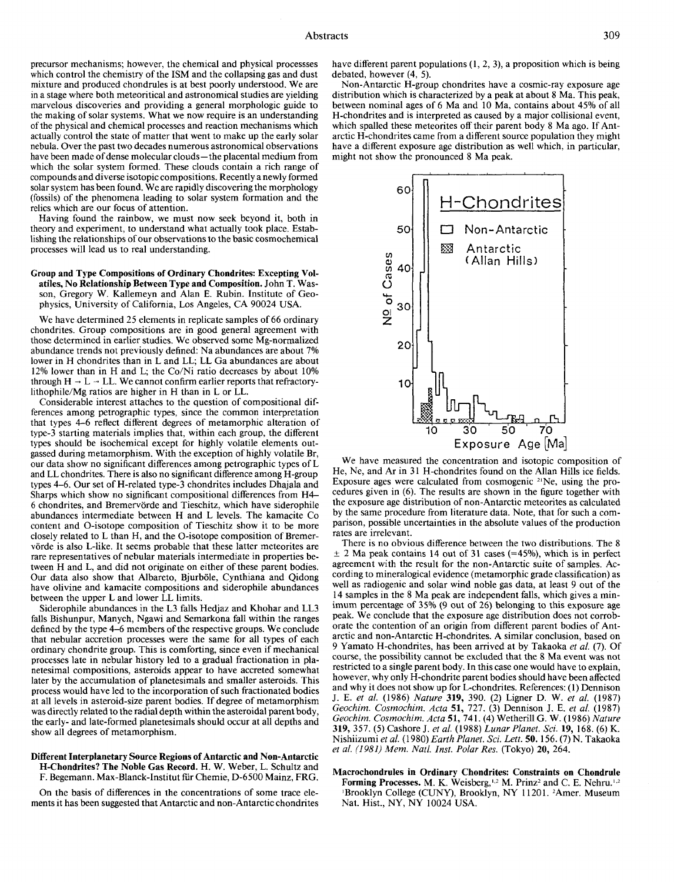precursor mechanisms; however, the chemical and physical processses which control the chemistry of the ISM and the collapsing gas and dust mixture and produced chondrules is at best poorly understood. We are in a stage where both meteoritical and astronomical studies are yielding marvelous discoveries and providing a general morphologic guide to the making of solar systems. What we now require is an understanding of the physical and chemical processes and reaction mechanisms which actually control the state of matter that went to make up the early solar nebula. Over the past two decades numerous astronomical observations have been made of dense molecular clouds—the placental medium from which the solar system formed. These clouds contain a rich range of compounds and diverse isotopic compositions. Recently a newly formed solar system has been found. We are rapidly discovering the morphology (fossils) of the phenomena leading to solar system formation and the relics which are our focus of attention.

Having found the rainbow, we must now seek beyond it, both in theory and experiment, to understand what actually took place. Establishing the relationships of our observations to the basic cosmochemical processes will lead us to real understanding.

**Group and Type Compositions of Ordinary Chondrites: Excepting Volatiles, No Relationship Between Type and Composition.** John T. Wasson, Gregory W. Kallemeyn and Alan E. Rubin. Institute of Geophysics, University of California, Los Angeles, CA 90024 USA.

We have determined 25 elements in replicate samples of 66 ordinary chondrites. Group compositions are in good general agreement with those determined in earlier studies. We observed some Mg-normalized abundance trends not previously defined: Na abundances are about 7% lower in H chondrites than in L and LL; LL Ga abundances are about 12% lower than in H and L; the Co/Ni ratio decreases by about 10% through H → L → LL. We cannot confirm earlier reports that refractory-lithophile/Mg ratios are higher in H than in L or LL.

Considerable interest attaches to the question of compositional differences among petrographic types, since the common interpretation that types 4–6 reflect different degrees of metamorphic alteration of type-3 starting materials implies that, within each group, the different types should be isochemical except for highly volatile elements outgassed during metamorphism. With the exception of highly volatile Br, our data show no significant differences among petrographic types of L and LL chondrites. There is also no significant difference among H-group types 4–6. Our set of H-related type-3 chondrites includes Dhajala and Sharps which show no significant compositional differences from H4–6 chondrites, and Bremervörde and Tieschitz, which have siderophile abundances intermediate between H and L levels. The kamacite Co content and O-isotope composition of Tieschitz show it to be more closely related to L than H, and the O-isotope composition of Bremervörde is also L-like. It seems probable that these latter meteorites are rare representatives of nebular materials intermediate in properties between H and L, and did not originate on either of these parent bodies. Our data also show that Albareto, Bjurböle, Cynthiana and Qidong have olivine and kamacite compositions and siderophile abundances between the upper L and lower LL limits.

Siderophile abundances in the L3 falls Hedjaz and Khohar and LL3 falls Bishunpur, Manych, Ngawi and Semarkona fall within the ranges defined by the type 4–6 members of the respective groups. We conclude that nebular accretion processes were the same for all types of each ordinary chondrite group. This is comforting, since even if mechanical processes late in nebular history led to a gradual fractionation in planetesimal compositions, asteroids appear to have accreted somewhat later by the accumulation of planetesimals and smaller asteroids. This process would have led to the incorporation of such fractionated bodies at all levels in asteroid-size parent bodies. If degree of metamorphism was directly related to the radial depth within the asteroidal parent body, the early- and late-formed planetesimals should occur at all depths and show all degrees of metamorphism.

**Different Interplanetary Source Regions of Antarctic and Non-Antarctic H-Chondrites? The Noble Gas Record.** H. W. Weber, L. Schultz and F. Begemann. Max-Blanck-Institut für Chemie, D-6500 Mainz, FRG.

On the basis of differences in the concentrations of some trace elements it has been suggested that Antarctic and non-Antarctic chondrites have different parent populations (1, 2, 3), a proposition which is being debated, however (4, 5).

Non-Antarctic H-group chondrites have a cosmic-ray exposure age distribution which is characterized by a peak at about 8 Ma. This peak, between nominal ages of 6 Ma and 10 Ma, contains about 45% of all H-chondrites and is interpreted as caused by a major collisional event, which spalled these meteorites off their parent body 8 Ma ago. If Antarctic H-chondrites came from a different source population they might have a different exposure age distribution as well which, in particular, might not show the pronounced 8 Ma peak.

H-Chondrites
Non-Antarctic
Antarctic (Allan Hills)
Nº of Cases
60
50
40
30
20
10
10 30 50 70
Exposure Age [Ma]

We have measured the concentration and isotopic composition of He, Ne, and Ar in 31 H-chondrites found on the Allan Hills ice fields. Exposure ages were calculated from cosmogenic $^{21}Ne$, using the procedures given in (6). The results are shown in the figure together with the exposure age distribution of non-Antarctic meteorites as calculated by the same procedure from literature data. Note, that for such a comparison, possible uncertainties in the absolute values of the production rates are irrelevant.

There is no obvious difference between the two distributions. The 8 $\pm$ 2 Ma peak contains 14 out of 31 cases (=45%), which is in perfect agreement with the result for the non-Antarctic suite of samples. According to mineralogical evidence (metamorphic grade classification) as well as radiogenic and solar wind noble gas data, at least 9 out of the 14 samples in the 8 Ma peak are independent falls, which gives a minimum percentage of 35% (9 out of 26) belonging to this exposure age peak. We conclude that the exposure age distribution does not corroborate the contention of an origin from different parent bodies of Antarctic and non-Antarctic H-chondrites. A similar conclusion, based on 9 Yamato H-chondrites, has been arrived at by Takaoka *et al.* (7). Of course, the possibility cannot be excluded that the 8 Ma event was not restricted to a single parent body. In this case one would have to explain, however, why only H-chondrite parent bodies should have been affected and why it does not show up for L-chondrites. References: (1) Dennison J. E. *et al.* (1986) *Nature* **319**, 390. (2) Ligner D. W. *et al.* (1987) *Geochim. Cosmochim. Acta* **51**, 727. (3) Dennison J. E. *et al.* (1987) *Geochim. Cosmochim. Acta* **51**, 741. (4) Wetherill G. W. (1986) *Nature* **319**, 357. (5) Cashore J. *et al.* (1988) *Lunar Planet. Sci.* **19**, 168. (6) K. Nishiizumi *et al.* (1980) *Earth Planet. Sci. Lett.* **50**. 156. (7) N. Takaoka *et al. (1981) Mem. Natl. Inst. Polar Res.* (Tokyo) **20**, 264.

**Macrochondrules in Ordinary Chondrites: Constraints on Chondrule Forming Processes.** M. K. Weisberg,[1,2] M. Prinz[2] and C. E. Nehru.[1,2] [1]Brooklyn College (CUNY), Brooklyn, NY 11201. [2]Amer. Museum Nat. Hist., NY, NY 10024 USA.